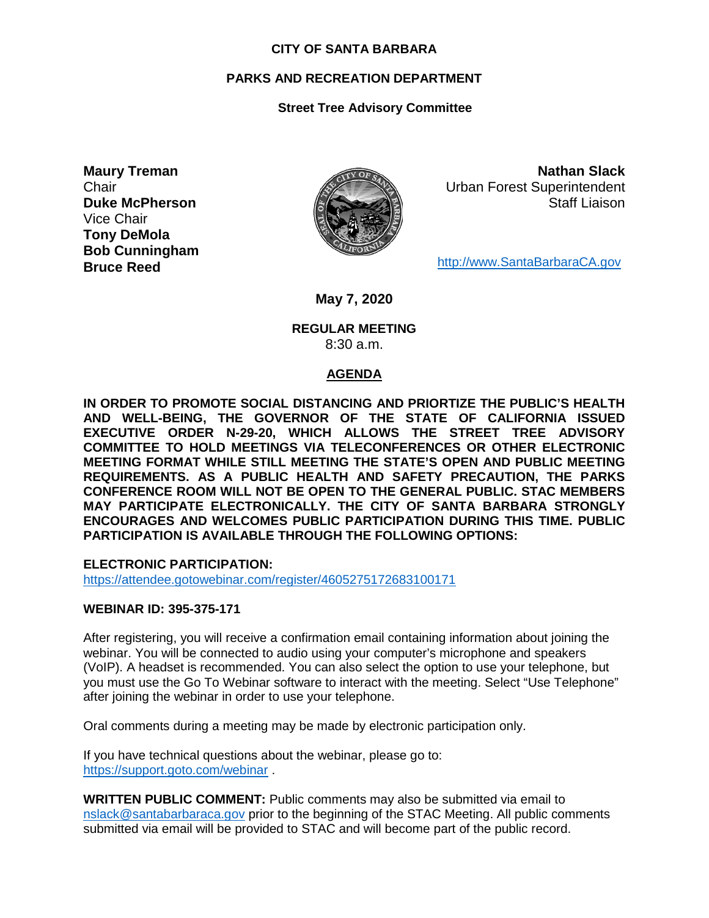**CITY OF SANTA BARBARA**

**PARKS AND RECREATION DEPARTMENT**

**Street Tree Advisory Committee**

**Maury Treman**
Chair
**Duke McPherson**
Vice Chair
**Tony DeMola**
**Bob Cunningham**
**Bruce Reed**

**Nathan Slack**
Urban Forest Superintendent
Staff Liaison

http://www.SantaBarbaraCA.gov

**May 7, 2020**

**REGULAR MEETING**
8:30 a.m.

**AGENDA**

**IN ORDER TO PROMOTE SOCIAL DISTANCING AND PRIORTIZE THE PUBLIC'S HEALTH AND WELL-BEING, THE GOVERNOR OF THE STATE OF CALIFORNIA ISSUED EXECUTIVE ORDER N-29-20, WHICH ALLOWS THE STREET TREE ADVISORY COMMITTEE TO HOLD MEETINGS VIA TELECONFERENCES OR OTHER ELECTRONIC MEETING FORMAT WHILE STILL MEETING THE STATE'S OPEN AND PUBLIC MEETING REQUIREMENTS. AS A PUBLIC HEALTH AND SAFETY PRECAUTION, THE PARKS CONFERENCE ROOM WILL NOT BE OPEN TO THE GENERAL PUBLIC. STAC MEMBERS MAY PARTICIPATE ELECTRONICALLY. THE CITY OF SANTA BARBARA STRONGLY ENCOURAGES AND WELCOMES PUBLIC PARTICIPATION DURING THIS TIME. PUBLIC PARTICIPATION IS AVAILABLE THROUGH THE FOLLOWING OPTIONS:**

**ELECTRONIC PARTICIPATION:**
https://attendee.gotowebinar.com/register/4605275172683100171

**WEBINAR ID: 395-375-171**

After registering, you will receive a confirmation email containing information about joining the webinar. You will be connected to audio using your computer's microphone and speakers (VoIP). A headset is recommended. You can also select the option to use your telephone, but you must use the Go To Webinar software to interact with the meeting. Select "Use Telephone" after joining the webinar in order to use your telephone.

Oral comments during a meeting may be made by electronic participation only.

If you have technical questions about the webinar, please go to:
https://support.goto.com/webinar .

**WRITTEN PUBLIC COMMENT:** Public comments may also be submitted via email to nslack@santabarbaraca.gov prior to the beginning of the STAC Meeting. All public comments submitted via email will be provided to STAC and will become part of the public record.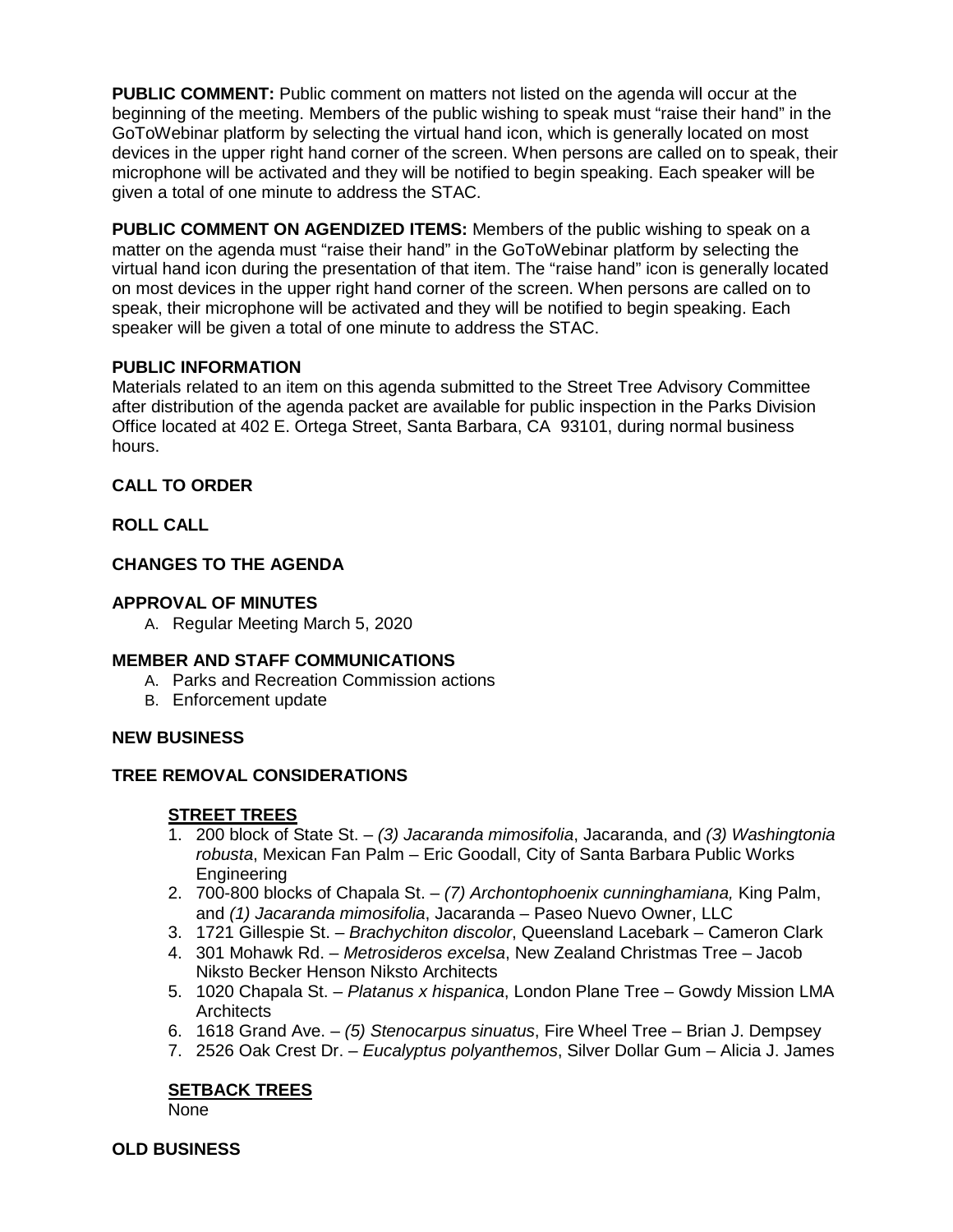**PUBLIC COMMENT:** Public comment on matters not listed on the agenda will occur at the beginning of the meeting. Members of the public wishing to speak must "raise their hand" in the GoToWebinar platform by selecting the virtual hand icon, which is generally located on most devices in the upper right hand corner of the screen. When persons are called on to speak, their microphone will be activated and they will be notified to begin speaking. Each speaker will be given a total of one minute to address the STAC.

**PUBLIC COMMENT ON AGENDIZED ITEMS:** Members of the public wishing to speak on a matter on the agenda must "raise their hand" in the GoToWebinar platform by selecting the virtual hand icon during the presentation of that item. The "raise hand" icon is generally located on most devices in the upper right hand corner of the screen. When persons are called on to speak, their microphone will be activated and they will be notified to begin speaking. Each speaker will be given a total of one minute to address the STAC.

**PUBLIC INFORMATION**

Materials related to an item on this agenda submitted to the Street Tree Advisory Committee after distribution of the agenda packet are available for public inspection in the Parks Division Office located at 402 E. Ortega Street, Santa Barbara, CA 93101, during normal business hours.

**CALL TO ORDER**

**ROLL CALL**

**CHANGES TO THE AGENDA**

**APPROVAL OF MINUTES**

A. Regular Meeting March 5, 2020

**MEMBER AND STAFF COMMUNICATIONS**

A. Parks and Recreation Commission actions
B. Enforcement update

**NEW BUSINESS**

**TREE REMOVAL CONSIDERATIONS**

**STREET TREES**

1. 200 block of State St. – *(3) Jacaranda mimosifolia*, Jacaranda, and *(3) Washingtonia robusta*, Mexican Fan Palm – Eric Goodall, City of Santa Barbara Public Works Engineering
2. 700-800 blocks of Chapala St. – *(7) Archontophoenix cunninghamiana,* King Palm, and *(1) Jacaranda mimosifolia*, Jacaranda – Paseo Nuevo Owner, LLC
3. 1721 Gillespie St. – *Brachychiton discolor*, Queensland Lacebark – Cameron Clark
4. 301 Mohawk Rd. – *Metrosideros excelsa*, New Zealand Christmas Tree – Jacob Niksto Becker Henson Niksto Architects
5. 1020 Chapala St. – *Platanus x hispanica*, London Plane Tree – Gowdy Mission LMA Architects
6. 1618 Grand Ave. – *(5) Stenocarpus sinuatus*, Fire Wheel Tree – Brian J. Dempsey
7. 2526 Oak Crest Dr. – *Eucalyptus polyanthemos*, Silver Dollar Gum – Alicia J. James

**SETBACK TREES**

None

**OLD BUSINESS**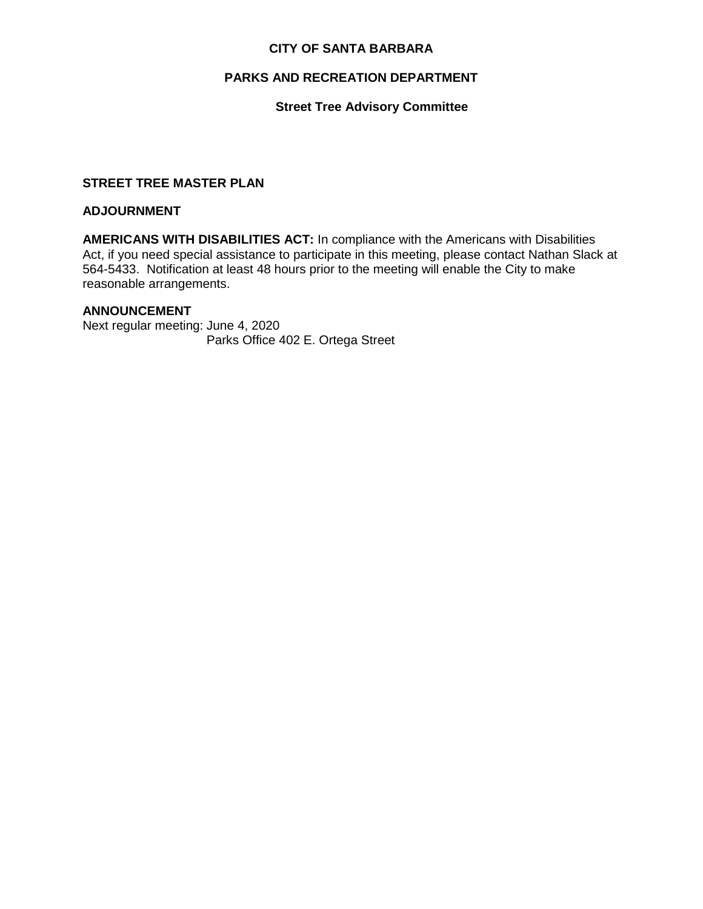**CITY OF SANTA BARBARA**

**PARKS AND RECREATION DEPARTMENT**

**Street Tree Advisory Committee**

**STREET TREE MASTER PLAN**

**ADJOURNMENT**

**AMERICANS WITH DISABILITIES ACT:** In compliance with the Americans with Disabilities Act, if you need special assistance to participate in this meeting, please contact Nathan Slack at 564-5433. Notification at least 48 hours prior to the meeting will enable the City to make reasonable arrangements.

**ANNOUNCEMENT**

Next regular meeting: June 4, 2020
Parks Office 402 E. Ortega Street